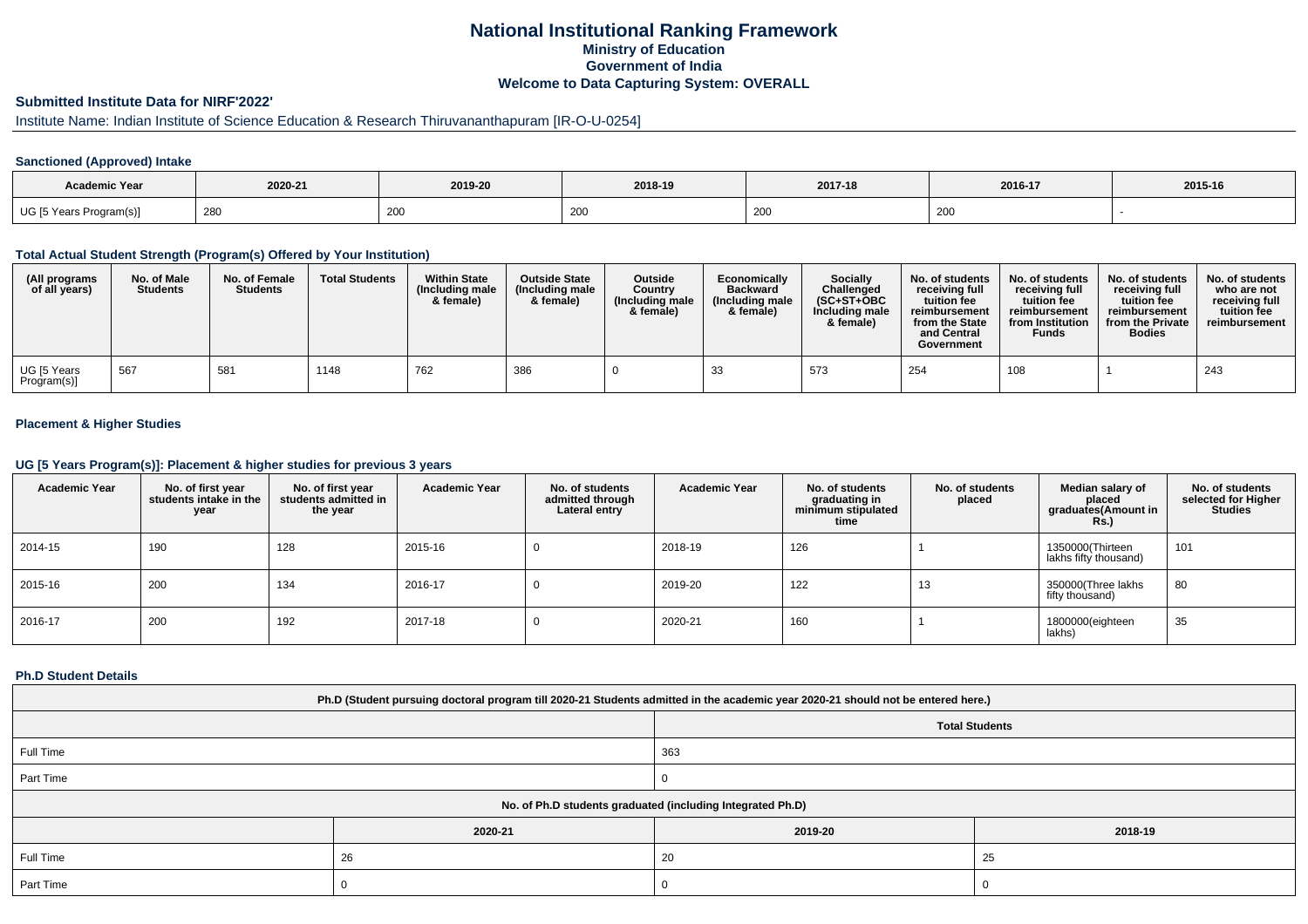# National Institutional Ranking Framework
## Ministry of Education
## Government of India
## Welcome to Data Capturing System: OVERALL

### Submitted Institute Data for NIRF'2022'

Institute Name: Indian Institute of Science Education & Research Thiruvananthapuram [IR-O-U-0254]

#### Sanctioned (Approved) Intake

| Academic Year | 2020-21 | 2019-20 | 2018-19 | 2017-18 | 2016-17 | 2015-16 |
|---|---|---|---|---|---|---|
| UG [5 Years Program(s)] | 280 | 200 | 200 | 200 | 200 | - |

#### Total Actual Student Strength (Program(s) Offered by Your Institution)

| (All programs of all years) | No. of Male Students | No. of Female Students | Total Students | Within State (Including male & female) | Outside State (Including male & female) | Outside Country (Including male & female) | Economically Backward (Including male & female) | Socially Challenged (SC+ST+OBC Including male & female) | No. of students receiving full tuition fee reimbursement from the State and Central Government | No. of students receiving full tuition fee reimbursement from Institution Funds | No. of students receiving full tuition fee reimbursement from the Private Bodies | No. of students who are not receiving full tuition fee reimbursement |
|---|---|---|---|---|---|---|---|---|---|---|---|---|
| UG [5 Years Program(s)] | 567 | 581 | 1148 | 762 | 386 | 0 | 33 | 573 | 254 | 108 | 1 | 243 |

#### Placement & Higher Studies

#### UG [5 Years Program(s)]: Placement & higher studies for previous 3 years

| Academic Year | No. of first year students intake in the year | No. of first year students admitted in the year | Academic Year | No. of students admitted through Lateral entry | Academic Year | No. of students graduating in minimum stipulated time | No. of students placed | Median salary of placed graduates(Amount in Rs.) | No. of students selected for Higher Studies |
|---|---|---|---|---|---|---|---|---|---|
| 2014-15 | 190 | 128 | 2015-16 | 0 | 2018-19 | 126 | 1 | 1350000(Thirteen lakhs fifty thousand) | 101 |
| 2015-16 | 200 | 134 | 2016-17 | 0 | 2019-20 | 122 | 13 | 350000(Three lakhs fifty thousand) | 80 |
| 2016-17 | 200 | 192 | 2017-18 | 0 | 2020-21 | 160 | 1 | 1800000(eighteen lakhs) | 35 |

#### Ph.D Student Details

| Ph.D (Student pursuing doctoral program till 2020-21 Students admitted in the academic year 2020-21 should not be entered here.) | | |
|---|---|---|
| | Total Students | |
| Full Time | 363 | |
| Part Time | 0 | |
| No. of Ph.D students graduated (including Integrated Ph.D) | | |
| | 2020-21 | 2019-20 | 2018-19 |
| Full Time | 26 | 20 | 25 |
| Part Time | 0 | 0 | 0 |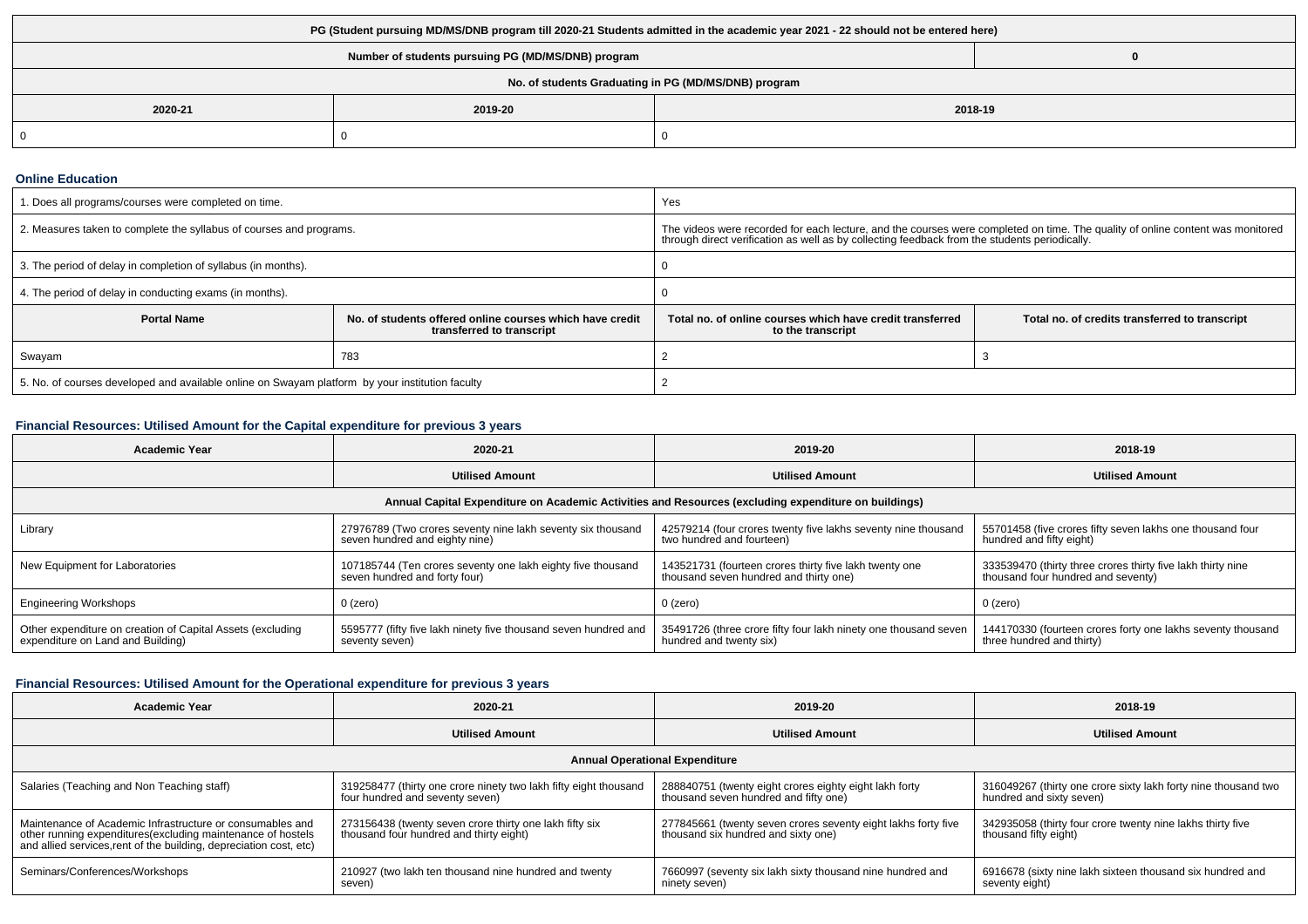| PG (Student pursuing MD/MS/DNB program till 2020-21 Students admitted in the academic year 2021 - 22 should not be entered here) | | |
|---|---|---|
| Number of students pursuing PG (MD/MS/DNB) program | | 0 |
| No. of students Graduating in PG (MD/MS/DNB) program | | |
| 2020-21 | 2019-20 | 2018-19 |
| 0 | 0 | 0 |

### Online Education

| | | | |
|---|---|---|---|
| 1. Does all programs/courses were completed on time. | | Yes | |
| 2. Measures taken to complete the syllabus of courses and programs. | | The videos were recorded for each lecture, and the courses were completed on time. The quality of online content was monitored through direct verification as well as by collecting feedback from the students periodically. | |
| 3. The period of delay in completion of syllabus (in months). | | 0 | |
| 4. The period of delay in conducting exams (in months). | | 0 | |
| **Portal Name** | **No. of students offered online courses which have credit transferred to transcript** | **Total no. of online courses which have credit transferred to the transcript** | **Total no. of credits transferred to transcript** |
| Swayam | 783 | 2 | 3 |
| 5. No. of courses developed and available online on Swayam platform by your institution faculty | | 2 | |

### Financial Resources: Utilised Amount for the Capital expenditure for previous 3 years

| Academic Year | 2020-21 | 2019-20 | 2018-19 |
|---|---|---|---|
| | Utilised Amount | Utilised Amount | Utilised Amount |
| Annual Capital Expenditure on Academic Activities and Resources (excluding expenditure on buildings) | | | |
| Library | 27976789 (Two crores seventy nine lakh seventy six thousand seven hundred and eighty nine) | 42579214 (four crores twenty five lakhs seventy nine thousand two hundred and fourteen) | 55701458 (five crores fifty seven lakhs one thousand four hundred and fifty eight) |
| New Equipment for Laboratories | 107185744 (Ten crores seventy one lakh eighty five thousand seven hundred and forty four) | 143521731 (fourteen crores thirty five lakh twenty one thousand seven hundred and thirty one) | 333539470 (thirty three crores thirty five lakh thirty nine thousand four hundred and seventy) |
| Engineering Workshops | 0 (zero) | 0 (zero) | 0 (zero) |
| Other expenditure on creation of Capital Assets (excluding expenditure on Land and Building) | 5595777 (fifty five lakh ninety five thousand seven hundred and seventy seven) | 35491726 (three crore fifty four lakh ninety one thousand seven hundred and twenty six) | 144170330 (fourteen crores forty one lakhs seventy thousand three hundred and thirty) |

### Financial Resources: Utilised Amount for the Operational expenditure for previous 3 years

| Academic Year | 2020-21 | 2019-20 | 2018-19 |
|---|---|---|---|
| | Utilised Amount | Utilised Amount | Utilised Amount |
| Annual Operational Expenditure | | | |
| Salaries (Teaching and Non Teaching staff) | 319258477 (thirty one crore ninety two lakh fifty eight thousand four hundred and seventy seven) | 288840751 (twenty eight crores eighty eight lakh forty thousand seven hundred and fifty one) | 316049267 (thirty one crore sixty lakh forty nine thousand two hundred and sixty seven) |
| Maintenance of Academic Infrastructure or consumables and other running expenditures(excluding maintenance of hostels and allied services,rent of the building, depreciation cost, etc) | 273156438 (twenty seven crore thirty one lakh fifty six thousand four hundred and thirty eight) | 277845661 (twenty seven crores seventy eight lakhs forty five thousand six hundred and sixty one) | 342935058 (thirty four crore twenty nine lakhs thirty five thousand fifty eight) |
| Seminars/Conferences/Workshops | 210927 (two lakh ten thousand nine hundred and twenty seven) | 7660997 (seventy six lakh sixty thousand nine hundred and ninety seven) | 6916678 (sixty nine lakh sixteen thousand six hundred and seventy eight) |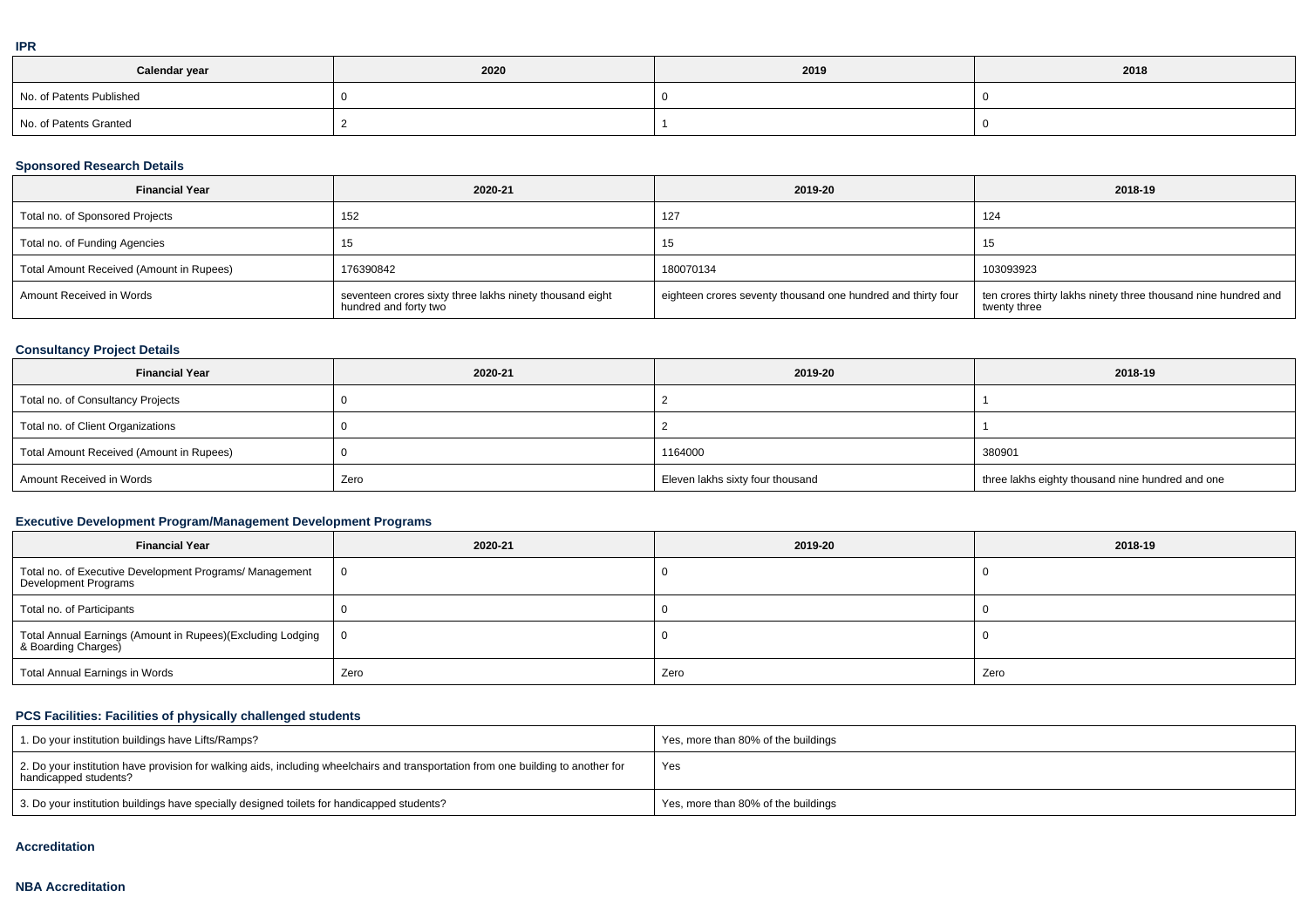### IPR

| Calendar year | 2020 | 2019 | 2018 |
|---|---|---|---|
| No. of Patents Published | 0 | 0 | 0 |
| No. of Patents Granted | 2 | 1 | 0 |

### Sponsored Research Details

| Financial Year | 2020-21 | 2019-20 | 2018-19 |
|---|---|---|---|
| Total no. of Sponsored Projects | 152 | 127 | 124 |
| Total no. of Funding Agencies | 15 | 15 | 15 |
| Total Amount Received (Amount in Rupees) | 176390842 | 180070134 | 103093923 |
| Amount Received in Words | seventeen crores sixty three lakhs ninety thousand eight hundred and forty two | eighteen crores seventy thousand one hundred and thirty four | ten crores thirty lakhs ninety three thousand nine hundred and twenty three |

### Consultancy Project Details

| Financial Year | 2020-21 | 2019-20 | 2018-19 |
|---|---|---|---|
| Total no. of Consultancy Projects | 0 | 2 | 1 |
| Total no. of Client Organizations | 0 | 2 | 1 |
| Total Amount Received (Amount in Rupees) | 0 | 1164000 | 380901 |
| Amount Received in Words | Zero | Eleven lakhs sixty four thousand | three lakhs eighty thousand nine hundred and one |

### Executive Development Program/Management Development Programs

| Financial Year | 2020-21 | 2019-20 | 2018-19 |
|---|---|---|---|
| Total no. of Executive Development Programs/ Management Development Programs | 0 | 0 | 0 |
| Total no. of Participants | 0 | 0 | 0 |
| Total Annual Earnings (Amount in Rupees)(Excluding Lodging & Boarding Charges) | 0 | 0 | 0 |
| Total Annual Earnings in Words | Zero | Zero | Zero |

### PCS Facilities: Facilities of physically challenged students

| | |
|---|---|
| 1. Do your institution buildings have Lifts/Ramps? | Yes, more than 80% of the buildings |
| 2. Do your institution have provision for walking aids, including wheelchairs and transportation from one building to another for handicapped students? | Yes |
| 3. Do your institution buildings have specially designed toilets for handicapped students? | Yes, more than 80% of the buildings |

### Accreditation

### NBA Accreditation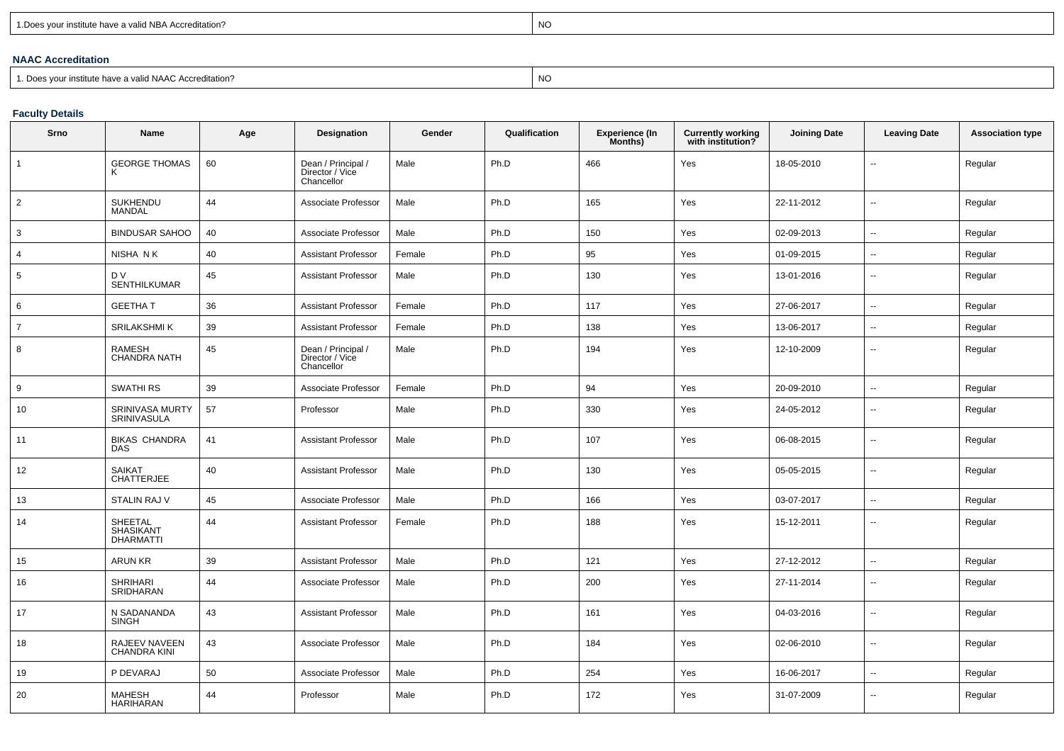| 1.Does your institute have a valid NBA Accreditation? | NO |
|---|---|

### NAAC Accreditation

| 1. Does your institute have a valid NAAC Accreditation? | NO |
|---|---|

### Faculty Details

| Srno | Name | Age | Designation | Gender | Qualification | Experience (In Months) | Currently working with institution? | Joining Date | Leaving Date | Association type |
|---|---|---|---|---|---|---|---|---|---|---|
| 1 | GEORGE THOMAS K | 60 | Dean / Principal / Director / Vice Chancellor | Male | Ph.D | 466 | Yes | 18-05-2010 | -- | Regular |
| 2 | SUKHENDU MANDAL | 44 | Associate Professor | Male | Ph.D | 165 | Yes | 22-11-2012 | -- | Regular |
| 3 | BINDUSAR SAHOO | 40 | Associate Professor | Male | Ph.D | 150 | Yes | 02-09-2013 | -- | Regular |
| 4 | NISHA N K | 40 | Assistant Professor | Female | Ph.D | 95 | Yes | 01-09-2015 | -- | Regular |
| 5 | D V SENTHILKUMAR | 45 | Assistant Professor | Male | Ph.D | 130 | Yes | 13-01-2016 | -- | Regular |
| 6 | GEETHA T | 36 | Assistant Professor | Female | Ph.D | 117 | Yes | 27-06-2017 | -- | Regular |
| 7 | SRILAKSHMI K | 39 | Assistant Professor | Female | Ph.D | 138 | Yes | 13-06-2017 | -- | Regular |
| 8 | RAMESH CHANDRA NATH | 45 | Dean / Principal / Director / Vice Chancellor | Male | Ph.D | 194 | Yes | 12-10-2009 | -- | Regular |
| 9 | SWATHI RS | 39 | Associate Professor | Female | Ph.D | 94 | Yes | 20-09-2010 | -- | Regular |
| 10 | SRINIVASA MURTY SRINIVASULA | 57 | Professor | Male | Ph.D | 330 | Yes | 24-05-2012 | -- | Regular |
| 11 | BIKAS CHANDRA DAS | 41 | Assistant Professor | Male | Ph.D | 107 | Yes | 06-08-2015 | -- | Regular |
| 12 | SAIKAT CHATTERJEE | 40 | Assistant Professor | Male | Ph.D | 130 | Yes | 05-05-2015 | -- | Regular |
| 13 | STALIN RAJ V | 45 | Associate Professor | Male | Ph.D | 166 | Yes | 03-07-2017 | -- | Regular |
| 14 | SHEETAL SHASIKANT DHARMATTI | 44 | Assistant Professor | Female | Ph.D | 188 | Yes | 15-12-2011 | -- | Regular |
| 15 | ARUN KR | 39 | Assistant Professor | Male | Ph.D | 121 | Yes | 27-12-2012 | -- | Regular |
| 16 | SHRIHARI SRIDHARAN | 44 | Associate Professor | Male | Ph.D | 200 | Yes | 27-11-2014 | -- | Regular |
| 17 | N SADANANDA SINGH | 43 | Assistant Professor | Male | Ph.D | 161 | Yes | 04-03-2016 | -- | Regular |
| 18 | RAJEEV NAVEEN CHANDRA KINI | 43 | Associate Professor | Male | Ph.D | 184 | Yes | 02-06-2010 | -- | Regular |
| 19 | P DEVARAJ | 50 | Associate Professor | Male | Ph.D | 254 | Yes | 16-06-2017 | -- | Regular |
| 20 | MAHESH HARIHARAN | 44 | Professor | Male | Ph.D | 172 | Yes | 31-07-2009 | -- | Regular |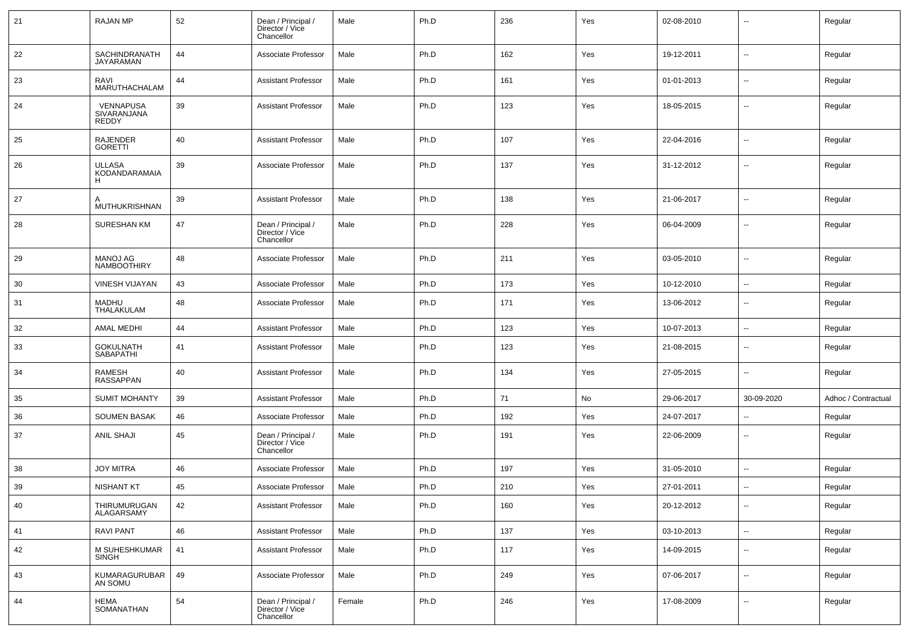| 21 | RAJAN MP | 52 | Dean / Principal / Director / Vice Chancellor | Male | Ph.D | 236 | Yes | 02-08-2010 | -- | Regular |
|---|---|---|---|---|---|---|---|---|---|---|
| 22 | SACHINDRANATH JAYARAMAN | 44 | Associate Professor | Male | Ph.D | 162 | Yes | 19-12-2011 | -- | Regular |
| 23 | RAVI MARUTHACHALAM | 44 | Assistant Professor | Male | Ph.D | 161 | Yes | 01-01-2013 | -- | Regular |
| 24 | VENNAPUSA SIVARANJANA REDDY | 39 | Assistant Professor | Male | Ph.D | 123 | Yes | 18-05-2015 | -- | Regular |
| 25 | RAJENDER GORETTI | 40 | Assistant Professor | Male | Ph.D | 107 | Yes | 22-04-2016 | -- | Regular |
| 26 | ULLASA KODANDARAMAIA H | 39 | Associate Professor | Male | Ph.D | 137 | Yes | 31-12-2012 | -- | Regular |
| 27 | A MUTHUKRISHNAN | 39 | Assistant Professor | Male | Ph.D | 138 | Yes | 21-06-2017 | -- | Regular |
| 28 | SURESHAN KM | 47 | Dean / Principal / Director / Vice Chancellor | Male | Ph.D | 228 | Yes | 06-04-2009 | -- | Regular |
| 29 | MANOJ AG NAMBOOTHIRY | 48 | Associate Professor | Male | Ph.D | 211 | Yes | 03-05-2010 | -- | Regular |
| 30 | VINESH VIJAYAN | 43 | Associate Professor | Male | Ph.D | 173 | Yes | 10-12-2010 | -- | Regular |
| 31 | MADHU THALAKULAM | 48 | Associate Professor | Male | Ph.D | 171 | Yes | 13-06-2012 | -- | Regular |
| 32 | AMAL MEDHI | 44 | Assistant Professor | Male | Ph.D | 123 | Yes | 10-07-2013 | -- | Regular |
| 33 | GOKULNATH SABAPATHI | 41 | Assistant Professor | Male | Ph.D | 123 | Yes | 21-08-2015 | -- | Regular |
| 34 | RAMESH RASSAPPAN | 40 | Assistant Professor | Male | Ph.D | 134 | Yes | 27-05-2015 | -- | Regular |
| 35 | SUMIT MOHANTY | 39 | Assistant Professor | Male | Ph.D | 71 | No | 29-06-2017 | 30-09-2020 | Adhoc / Contractual |
| 36 | SOUMEN BASAK | 46 | Associate Professor | Male | Ph.D | 192 | Yes | 24-07-2017 | -- | Regular |
| 37 | ANIL SHAJI | 45 | Dean / Principal / Director / Vice Chancellor | Male | Ph.D | 191 | Yes | 22-06-2009 | -- | Regular |
| 38 | JOY MITRA | 46 | Associate Professor | Male | Ph.D | 197 | Yes | 31-05-2010 | -- | Regular |
| 39 | NISHANT KT | 45 | Associate Professor | Male | Ph.D | 210 | Yes | 27-01-2011 | -- | Regular |
| 40 | THIRUMURUGAN ALAGARSAMY | 42 | Assistant Professor | Male | Ph.D | 160 | Yes | 20-12-2012 | -- | Regular |
| 41 | RAVI PANT | 46 | Assistant Professor | Male | Ph.D | 137 | Yes | 03-10-2013 | -- | Regular |
| 42 | M SUHESHKUMAR SINGH | 41 | Assistant Professor | Male | Ph.D | 117 | Yes | 14-09-2015 | -- | Regular |
| 43 | KUMARAGURUBARAN SOMU | 49 | Associate Professor | Male | Ph.D | 249 | Yes | 07-06-2017 | -- | Regular |
| 44 | HEMA SOMANATHAN | 54 | Dean / Principal / Director / Vice Chancellor | Female | Ph.D | 246 | Yes | 17-08-2009 | -- | Regular |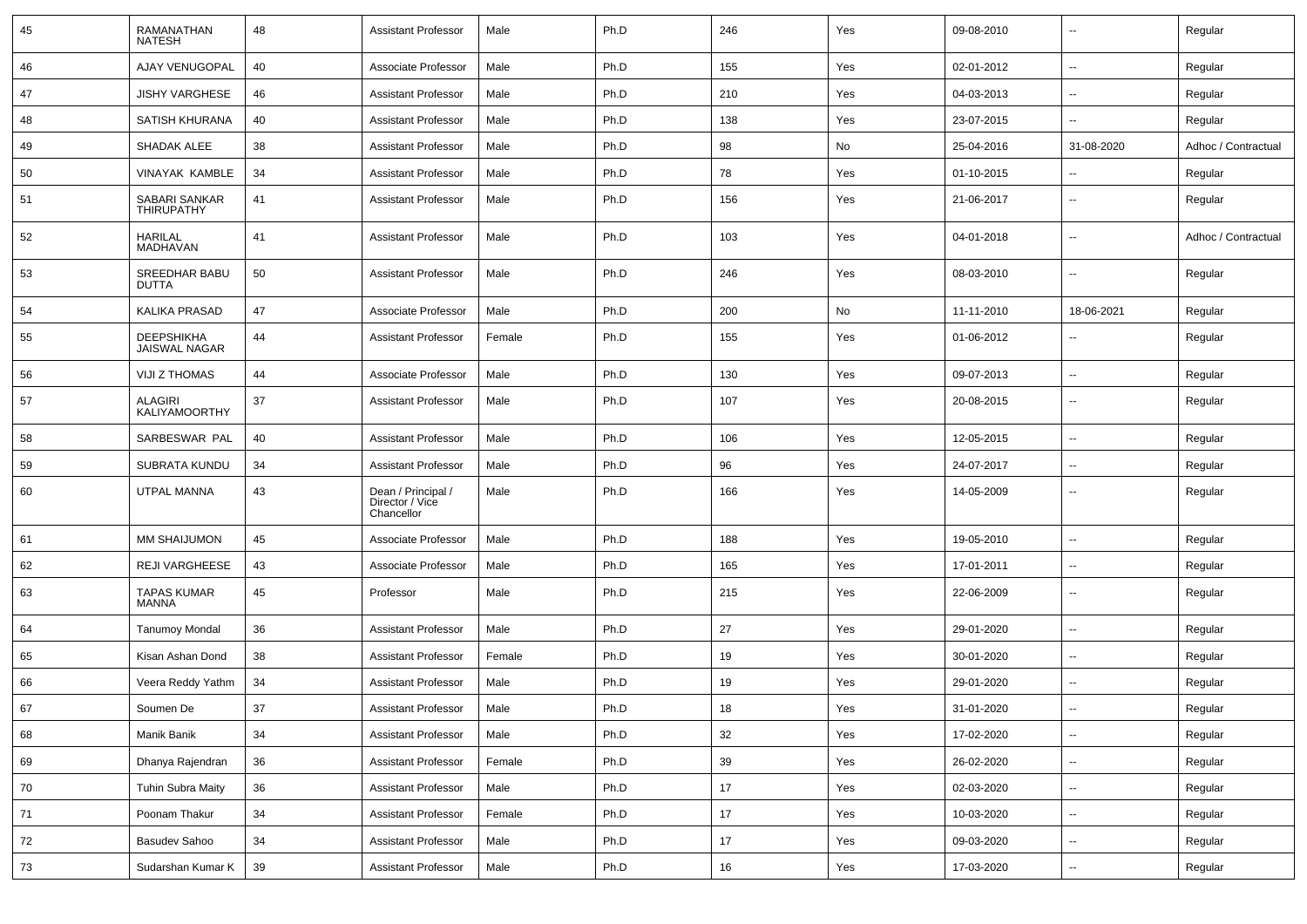| 45 | RAMANATHAN NATESH | 48 | Assistant Professor | Male | Ph.D | 246 | Yes | 09-08-2010 | -- | Regular |
|---|---|---|---|---|---|---|---|---|---|---|
| 46 | AJAY VENUGOPAL | 40 | Associate Professor | Male | Ph.D | 155 | Yes | 02-01-2012 | -- | Regular |
| 47 | JISHY VARGHESE | 46 | Assistant Professor | Male | Ph.D | 210 | Yes | 04-03-2013 | -- | Regular |
| 48 | SATISH KHURANA | 40 | Assistant Professor | Male | Ph.D | 138 | Yes | 23-07-2015 | -- | Regular |
| 49 | SHADAK ALEE | 38 | Assistant Professor | Male | Ph.D | 98 | No | 25-04-2016 | 31-08-2020 | Adhoc / Contractual |
| 50 | VINAYAK KAMBLE | 34 | Assistant Professor | Male | Ph.D | 78 | Yes | 01-10-2015 | -- | Regular |
| 51 | SABARI SANKAR THIRUPATHY | 41 | Assistant Professor | Male | Ph.D | 156 | Yes | 21-06-2017 | -- | Regular |
| 52 | HARILAL MADHAVAN | 41 | Assistant Professor | Male | Ph.D | 103 | Yes | 04-01-2018 | -- | Adhoc / Contractual |
| 53 | SREEDHAR BABU DUTTA | 50 | Assistant Professor | Male | Ph.D | 246 | Yes | 08-03-2010 | -- | Regular |
| 54 | KALIKA PRASAD | 47 | Associate Professor | Male | Ph.D | 200 | No | 11-11-2010 | 18-06-2021 | Regular |
| 55 | DEEPSHIKHA JAISWAL NAGAR | 44 | Assistant Professor | Female | Ph.D | 155 | Yes | 01-06-2012 | -- | Regular |
| 56 | VIJI Z THOMAS | 44 | Associate Professor | Male | Ph.D | 130 | Yes | 09-07-2013 | -- | Regular |
| 57 | ALAGIRI KALIYAMOORTHY | 37 | Assistant Professor | Male | Ph.D | 107 | Yes | 20-08-2015 | -- | Regular |
| 58 | SARBESWAR PAL | 40 | Assistant Professor | Male | Ph.D | 106 | Yes | 12-05-2015 | -- | Regular |
| 59 | SUBRATA KUNDU | 34 | Assistant Professor | Male | Ph.D | 96 | Yes | 24-07-2017 | -- | Regular |
| 60 | UTPAL MANNA | 43 | Dean / Principal / Director / Vice Chancellor | Male | Ph.D | 166 | Yes | 14-05-2009 | -- | Regular |
| 61 | MM SHAIJUMON | 45 | Associate Professor | Male | Ph.D | 188 | Yes | 19-05-2010 | -- | Regular |
| 62 | REJI VARGHEESE | 43 | Associate Professor | Male | Ph.D | 165 | Yes | 17-01-2011 | -- | Regular |
| 63 | TAPAS KUMAR MANNA | 45 | Professor | Male | Ph.D | 215 | Yes | 22-06-2009 | -- | Regular |
| 64 | Tanumoy Mondal | 36 | Assistant Professor | Male | Ph.D | 27 | Yes | 29-01-2020 | -- | Regular |
| 65 | Kisan Ashan Dond | 38 | Assistant Professor | Female | Ph.D | 19 | Yes | 30-01-2020 | -- | Regular |
| 66 | Veera Reddy Yathm | 34 | Assistant Professor | Male | Ph.D | 19 | Yes | 29-01-2020 | -- | Regular |
| 67 | Soumen De | 37 | Assistant Professor | Male | Ph.D | 18 | Yes | 31-01-2020 | -- | Regular |
| 68 | Manik Banik | 34 | Assistant Professor | Male | Ph.D | 32 | Yes | 17-02-2020 | -- | Regular |
| 69 | Dhanya Rajendran | 36 | Assistant Professor | Female | Ph.D | 39 | Yes | 26-02-2020 | -- | Regular |
| 70 | Tuhin Subra Maity | 36 | Assistant Professor | Male | Ph.D | 17 | Yes | 02-03-2020 | -- | Regular |
| 71 | Poonam Thakur | 34 | Assistant Professor | Female | Ph.D | 17 | Yes | 10-03-2020 | -- | Regular |
| 72 | Basudev Sahoo | 34 | Assistant Professor | Male | Ph.D | 17 | Yes | 09-03-2020 | -- | Regular |
| 73 | Sudarshan Kumar K | 39 | Assistant Professor | Male | Ph.D | 16 | Yes | 17-03-2020 | -- | Regular |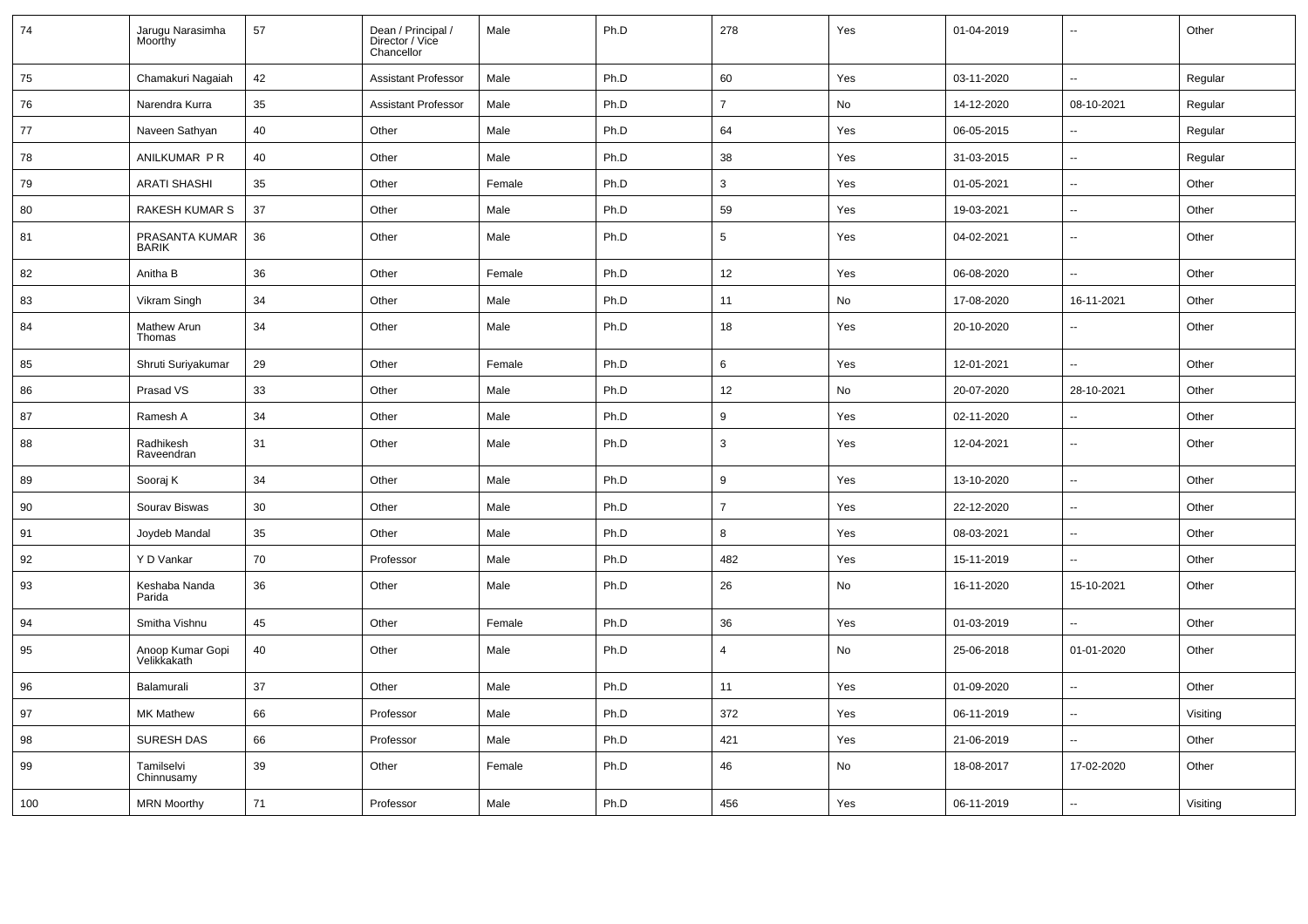| | | | | | | | | | | |
|---|---|---|---|---|---|---|---|---|---|---|
| 74 | Jarugu Narasimha Moorthy | 57 | Dean / Principal / Director / Vice Chancellor | Male | Ph.D | 278 | Yes | 01-04-2019 | -- | Other |
| 75 | Chamakuri Nagaiah | 42 | Assistant Professor | Male | Ph.D | 60 | Yes | 03-11-2020 | -- | Regular |
| 76 | Narendra Kurra | 35 | Assistant Professor | Male | Ph.D | 7 | No | 14-12-2020 | 08-10-2021 | Regular |
| 77 | Naveen Sathyan | 40 | Other | Male | Ph.D | 64 | Yes | 06-05-2015 | -- | Regular |
| 78 | ANILKUMAR P R | 40 | Other | Male | Ph.D | 38 | Yes | 31-03-2015 | -- | Regular |
| 79 | ARATI SHASHI | 35 | Other | Female | Ph.D | 3 | Yes | 01-05-2021 | -- | Other |
| 80 | RAKESH KUMAR S | 37 | Other | Male | Ph.D | 59 | Yes | 19-03-2021 | -- | Other |
| 81 | PRASANTA KUMAR BARIK | 36 | Other | Male | Ph.D | 5 | Yes | 04-02-2021 | -- | Other |
| 82 | Anitha B | 36 | Other | Female | Ph.D | 12 | Yes | 06-08-2020 | -- | Other |
| 83 | Vikram Singh | 34 | Other | Male | Ph.D | 11 | No | 17-08-2020 | 16-11-2021 | Other |
| 84 | Mathew Arun Thomas | 34 | Other | Male | Ph.D | 18 | Yes | 20-10-2020 | -- | Other |
| 85 | Shruti Suriyakumar | 29 | Other | Female | Ph.D | 6 | Yes | 12-01-2021 | -- | Other |
| 86 | Prasad VS | 33 | Other | Male | Ph.D | 12 | No | 20-07-2020 | 28-10-2021 | Other |
| 87 | Ramesh A | 34 | Other | Male | Ph.D | 9 | Yes | 02-11-2020 | -- | Other |
| 88 | Radhikesh Raveendran | 31 | Other | Male | Ph.D | 3 | Yes | 12-04-2021 | -- | Other |
| 89 | Sooraj K | 34 | Other | Male | Ph.D | 9 | Yes | 13-10-2020 | -- | Other |
| 90 | Sourav Biswas | 30 | Other | Male | Ph.D | 7 | Yes | 22-12-2020 | -- | Other |
| 91 | Joydeb Mandal | 35 | Other | Male | Ph.D | 8 | Yes | 08-03-2021 | -- | Other |
| 92 | Y D Vankar | 70 | Professor | Male | Ph.D | 482 | Yes | 15-11-2019 | -- | Other |
| 93 | Keshaba Nanda Parida | 36 | Other | Male | Ph.D | 26 | No | 16-11-2020 | 15-10-2021 | Other |
| 94 | Smitha Vishnu | 45 | Other | Female | Ph.D | 36 | Yes | 01-03-2019 | -- | Other |
| 95 | Anoop Kumar Gopi Velikkakath | 40 | Other | Male | Ph.D | 4 | No | 25-06-2018 | 01-01-2020 | Other |
| 96 | Balamurali | 37 | Other | Male | Ph.D | 11 | Yes | 01-09-2020 | -- | Other |
| 97 | MK Mathew | 66 | Professor | Male | Ph.D | 372 | Yes | 06-11-2019 | -- | Visiting |
| 98 | SURESH DAS | 66 | Professor | Male | Ph.D | 421 | Yes | 21-06-2019 | -- | Other |
| 99 | Tamilselvi Chinnusamy | 39 | Other | Female | Ph.D | 46 | No | 18-08-2017 | 17-02-2020 | Other |
| 100 | MRN Moorthy | 71 | Professor | Male | Ph.D | 456 | Yes | 06-11-2019 | -- | Visiting |